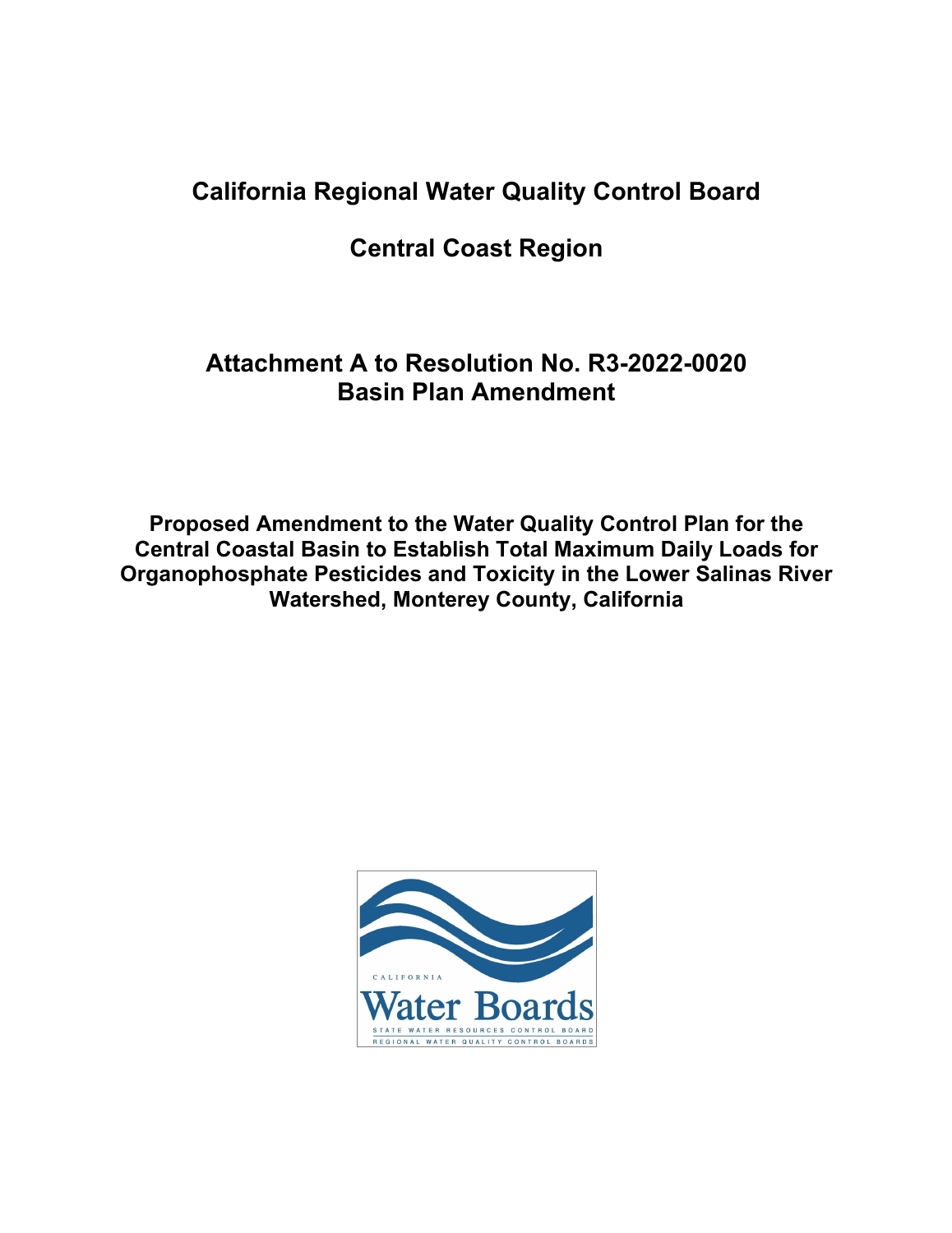# California Regional Water Quality Control Board

## Central Coast Region

## Attachment A to Resolution No. R3-2022-0020
## Basin Plan Amendment

**Proposed Amendment to the Water Quality Control Plan for the Central Coastal Basin to Establish Total Maximum Daily Loads for Organophosphate Pesticides and Toxicity in the Lower Salinas River Watershed, Monterey County, California**

CALIFORNIA
Water Boards
STATE WATER RESOURCES CONTROL BOARD
REGIONAL WATER QUALITY CONTROL BOARDS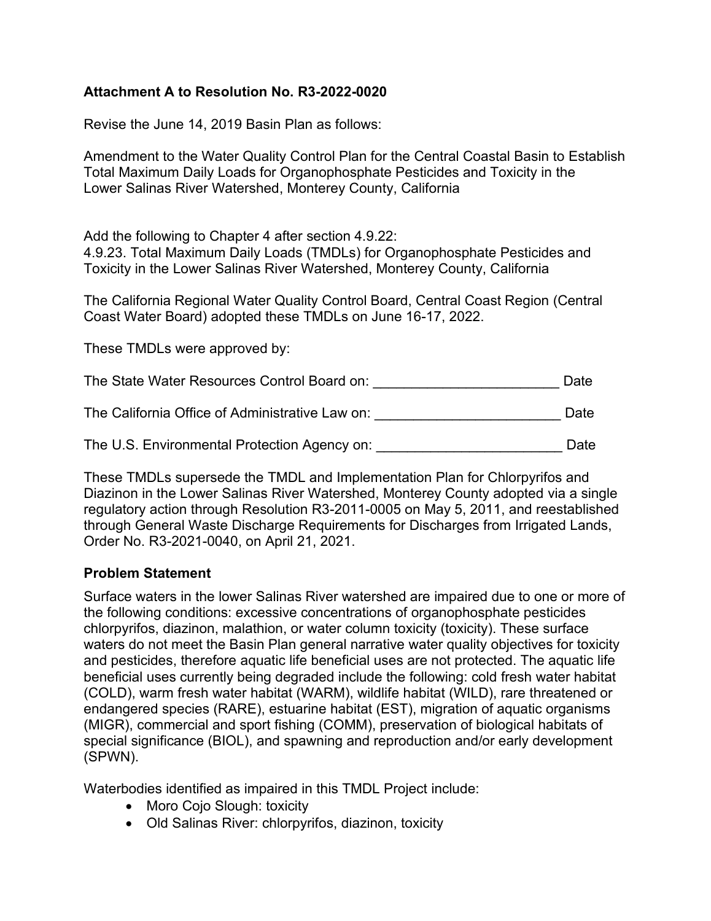**Attachment A to Resolution No. R3-2022-0020**

Revise the June 14, 2019 Basin Plan as follows:

Amendment to the Water Quality Control Plan for the Central Coastal Basin to Establish Total Maximum Daily Loads for Organophosphate Pesticides and Toxicity in the Lower Salinas River Watershed, Monterey County, California

Add the following to Chapter 4 after section 4.9.22:
4.9.23. Total Maximum Daily Loads (TMDLs) for Organophosphate Pesticides and Toxicity in the Lower Salinas River Watershed, Monterey County, California

The California Regional Water Quality Control Board, Central Coast Region (Central Coast Water Board) adopted these TMDLs on June 16-17, 2022.

These TMDLs were approved by:

The State Water Resources Control Board on: ________________________ Date

The California Office of Administrative Law on: ________________________ Date

The U.S. Environmental Protection Agency on: ________________________ Date

These TMDLs supersede the TMDL and Implementation Plan for Chlorpyrifos and Diazinon in the Lower Salinas River Watershed, Monterey County adopted via a single regulatory action through Resolution R3-2011-0005 on May 5, 2011, and reestablished through General Waste Discharge Requirements for Discharges from Irrigated Lands, Order No. R3-2021-0040, on April 21, 2021.

## Problem Statement

Surface waters in the lower Salinas River watershed are impaired due to one or more of the following conditions: excessive concentrations of organophosphate pesticides chlorpyrifos, diazinon, malathion, or water column toxicity (toxicity). These surface waters do not meet the Basin Plan general narrative water quality objectives for toxicity and pesticides, therefore aquatic life beneficial uses are not protected. The aquatic life beneficial uses currently being degraded include the following: cold fresh water habitat (COLD), warm fresh water habitat (WARM), wildlife habitat (WILD), rare threatened or endangered species (RARE), estuarine habitat (EST), migration of aquatic organisms (MIGR), commercial and sport fishing (COMM), preservation of biological habitats of special significance (BIOL), and spawning and reproduction and/or early development (SPWN).

Waterbodies identified as impaired in this TMDL Project include:

- Moro Cojo Slough: toxicity
- Old Salinas River: chlorpyrifos, diazinon, toxicity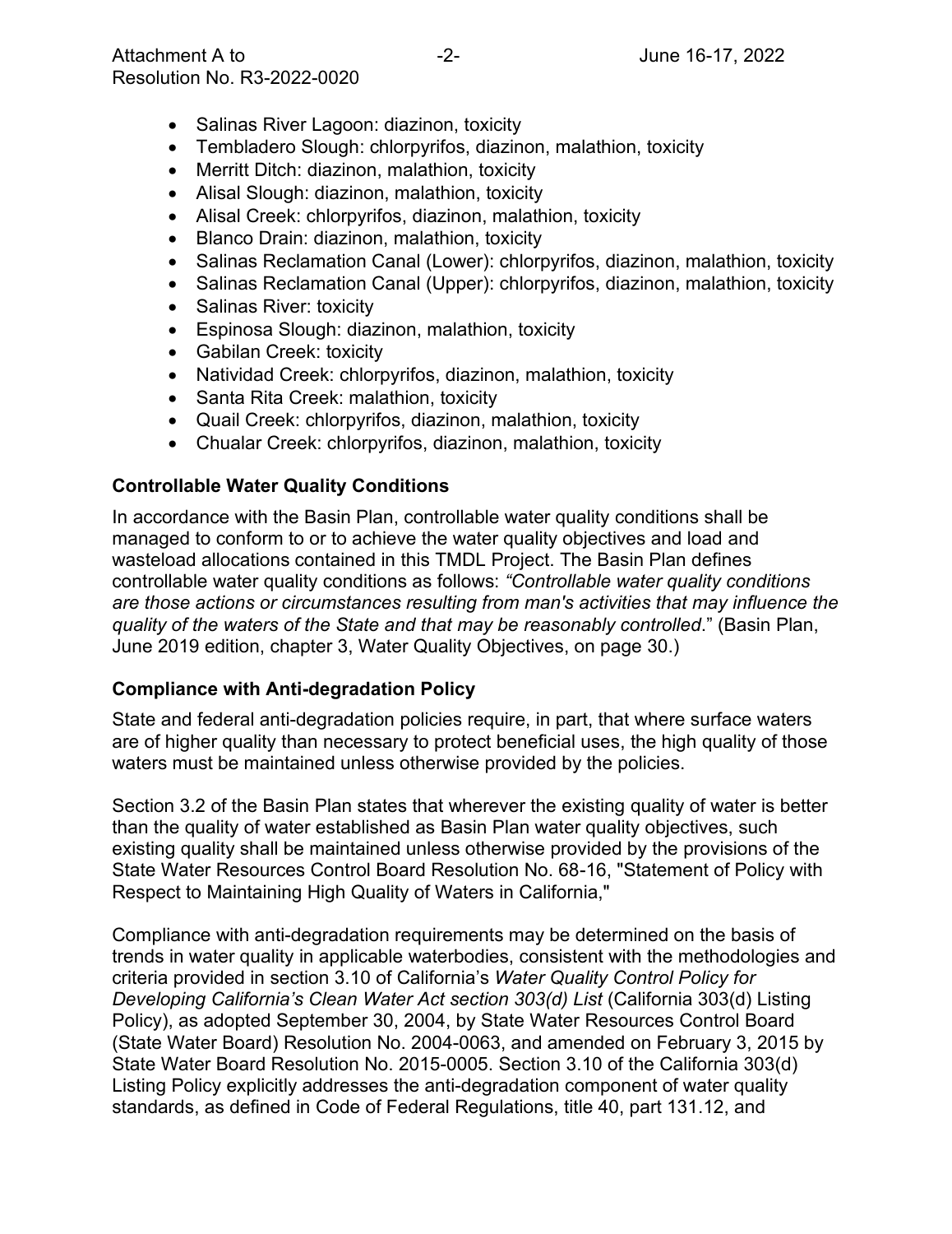- Salinas River Lagoon: diazinon, toxicity
- Tembladero Slough: chlorpyrifos, diazinon, malathion, toxicity
- Merritt Ditch: diazinon, malathion, toxicity
- Alisal Slough: diazinon, malathion, toxicity
- Alisal Creek: chlorpyrifos, diazinon, malathion, toxicity
- Blanco Drain: diazinon, malathion, toxicity
- Salinas Reclamation Canal (Lower): chlorpyrifos, diazinon, malathion, toxicity
- Salinas Reclamation Canal (Upper): chlorpyrifos, diazinon, malathion, toxicity
- Salinas River: toxicity
- Espinosa Slough: diazinon, malathion, toxicity
- Gabilan Creek: toxicity
- Natividad Creek: chlorpyrifos, diazinon, malathion, toxicity
- Santa Rita Creek: malathion, toxicity
- Quail Creek: chlorpyrifos, diazinon, malathion, toxicity
- Chualar Creek: chlorpyrifos, diazinon, malathion, toxicity

## Controllable Water Quality Conditions

In accordance with the Basin Plan, controllable water quality conditions shall be managed to conform to or to achieve the water quality objectives and load and wasteload allocations contained in this TMDL Project. The Basin Plan defines controllable water quality conditions as follows: *"Controllable water quality conditions are those actions or circumstances resulting from man's activities that may influence the quality of the waters of the State and that may be reasonably controlled*." (Basin Plan, June 2019 edition, chapter 3, Water Quality Objectives, on page 30.)

## Compliance with Anti-degradation Policy

State and federal anti-degradation policies require, in part, that where surface waters are of higher quality than necessary to protect beneficial uses, the high quality of those waters must be maintained unless otherwise provided by the policies.

Section 3.2 of the Basin Plan states that wherever the existing quality of water is better than the quality of water established as Basin Plan water quality objectives, such existing quality shall be maintained unless otherwise provided by the provisions of the State Water Resources Control Board Resolution No. 68-16, "Statement of Policy with Respect to Maintaining High Quality of Waters in California,"

Compliance with anti-degradation requirements may be determined on the basis of trends in water quality in applicable waterbodies, consistent with the methodologies and criteria provided in section 3.10 of California's *Water Quality Control Policy for Developing California's Clean Water Act section 303(d) List* (California 303(d) Listing Policy), as adopted September 30, 2004, by State Water Resources Control Board (State Water Board) Resolution No. 2004-0063, and amended on February 3, 2015 by State Water Board Resolution No. 2015-0005. Section 3.10 of the California 303(d) Listing Policy explicitly addresses the anti-degradation component of water quality standards, as defined in Code of Federal Regulations, title 40, part 131.12, and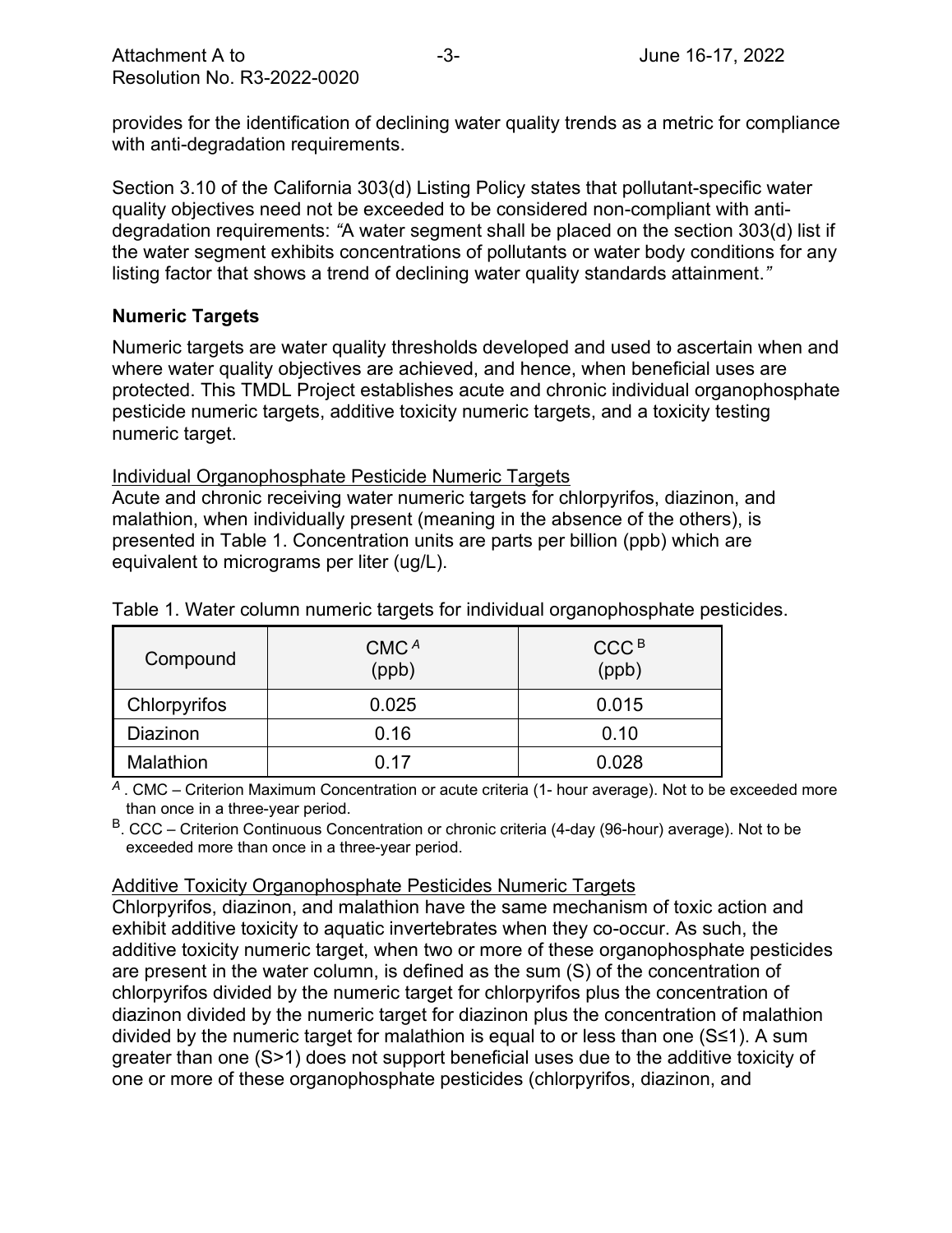provides for the identification of declining water quality trends as a metric for compliance with anti-degradation requirements.

Section 3.10 of the California 303(d) Listing Policy states that pollutant-specific water quality objectives need not be exceeded to be considered non-compliant with anti-degradation requirements: *"A water segment shall be placed on the section 303(d) list if the water segment exhibits concentrations of pollutants or water body conditions for any listing factor that shows a trend of declining water quality standards attainment."*

## Numeric Targets

Numeric targets are water quality thresholds developed and used to ascertain when and where water quality objectives are achieved, and hence, when beneficial uses are protected. This TMDL Project establishes acute and chronic individual organophosphate pesticide numeric targets, additive toxicity numeric targets, and a toxicity testing numeric target.

### Individual Organophosphate Pesticide Numeric Targets

Acute and chronic receiving water numeric targets for chlorpyrifos, diazinon, and malathion, when individually present (meaning in the absence of the others), is presented in Table 1. Concentration units are parts per billion (ppb) which are equivalent to micrograms per liter (ug/L).

Table 1. Water column numeric targets for individual organophosphate pesticides.

| Compound | CMC [A] (ppb) | CCC [B] (ppb) |
|---|---|---|
| Chlorpyrifos | 0.025 | 0.015 |
| Diazinon | 0.16 | 0.10 |
| Malathion | 0.17 | 0.028 |

[A]. CMC – Criterion Maximum Concentration or acute criteria (1- hour average). Not to be exceeded more than once in a three-year period.

[B]. CCC – Criterion Continuous Concentration or chronic criteria (4-day (96-hour) average). Not to be exceeded more than once in a three-year period.

### Additive Toxicity Organophosphate Pesticides Numeric Targets

Chlorpyrifos, diazinon, and malathion have the same mechanism of toxic action and exhibit additive toxicity to aquatic invertebrates when they co-occur. As such, the additive toxicity numeric target, when two or more of these organophosphate pesticides are present in the water column, is defined as the sum (S) of the concentration of chlorpyrifos divided by the numeric target for chlorpyrifos plus the concentration of diazinon divided by the numeric target for diazinon plus the concentration of malathion divided by the numeric target for malathion is equal to or less than one ($S \leq 1$). A sum greater than one ($S > 1$) does not support beneficial uses due to the additive toxicity of one or more of these organophosphate pesticides (chlorpyrifos, diazinon, and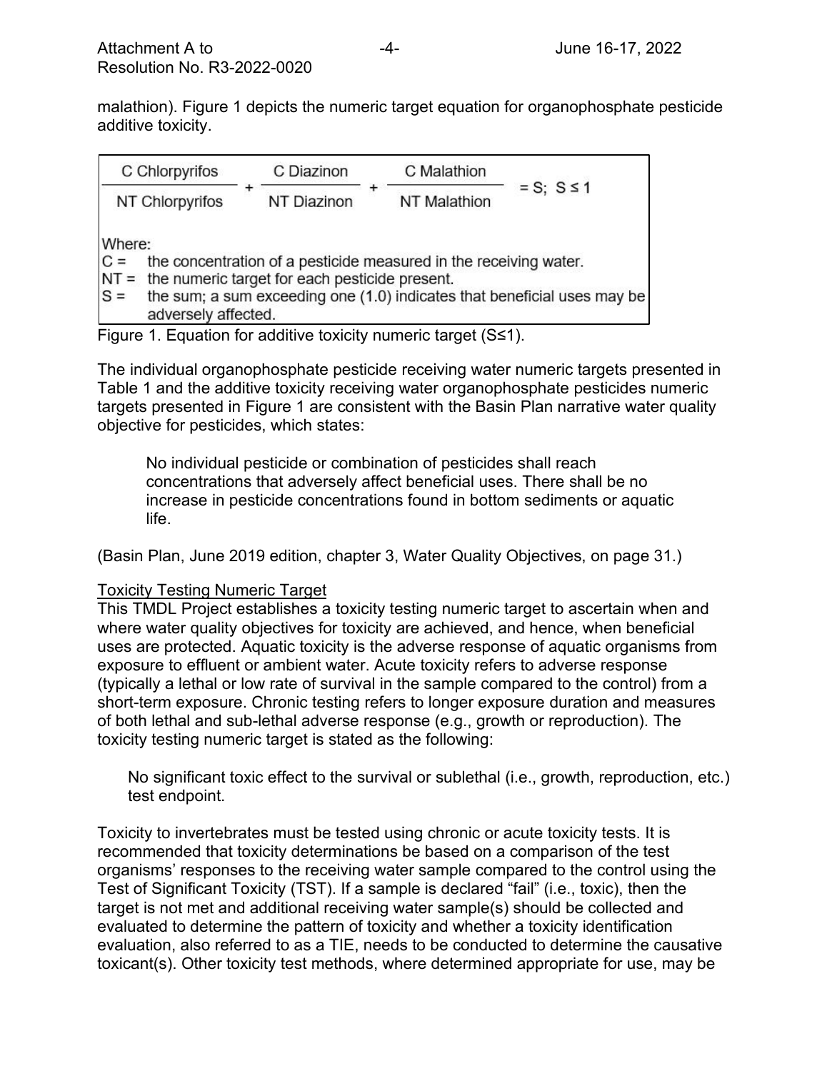malathion). Figure 1 depicts the numeric target equation for organophosphate pesticide additive toxicity.

$$\frac{\text{C Chlorpyrifos}}{\text{NT Chlorpyrifos}} + \frac{\text{C Diazinon}}{\text{NT Diazinon}} + \frac{\text{C Malathion}}{\text{NT Malathion}} = S;\ S \leq 1$$

Where:

C = the concentration of a pesticide measured in the receiving water.

NT = the numeric target for each pesticide present.

S = the sum; a sum exceeding one (1.0) indicates that beneficial uses may be adversely affected.

Figure 1. Equation for additive toxicity numeric target (S≤1).

The individual organophosphate pesticide receiving water numeric targets presented in Table 1 and the additive toxicity receiving water organophosphate pesticides numeric targets presented in Figure 1 are consistent with the Basin Plan narrative water quality objective for pesticides, which states:

> No individual pesticide or combination of pesticides shall reach concentrations that adversely affect beneficial uses. There shall be no increase in pesticide concentrations found in bottom sediments or aquatic life.

(Basin Plan, June 2019 edition, chapter 3, Water Quality Objectives, on page 31.)

<u>Toxicity Testing Numeric Target</u>

This TMDL Project establishes a toxicity testing numeric target to ascertain when and where water quality objectives for toxicity are achieved, and hence, when beneficial uses are protected. Aquatic toxicity is the adverse response of aquatic organisms from exposure to effluent or ambient water. Acute toxicity refers to adverse response (typically a lethal or low rate of survival in the sample compared to the control) from a short-term exposure. Chronic testing refers to longer exposure duration and measures of both lethal and sub-lethal adverse response (e.g., growth or reproduction). The toxicity testing numeric target is stated as the following:

> No significant toxic effect to the survival or sublethal (i.e., growth, reproduction, etc.) test endpoint.

Toxicity to invertebrates must be tested using chronic or acute toxicity tests. It is recommended that toxicity determinations be based on a comparison of the test organisms' responses to the receiving water sample compared to the control using the Test of Significant Toxicity (TST). If a sample is declared "fail" (i.e., toxic), then the target is not met and additional receiving water sample(s) should be collected and evaluated to determine the pattern of toxicity and whether a toxicity identification evaluation, also referred to as a TIE, needs to be conducted to determine the causative toxicant(s). Other toxicity test methods, where determined appropriate for use, may be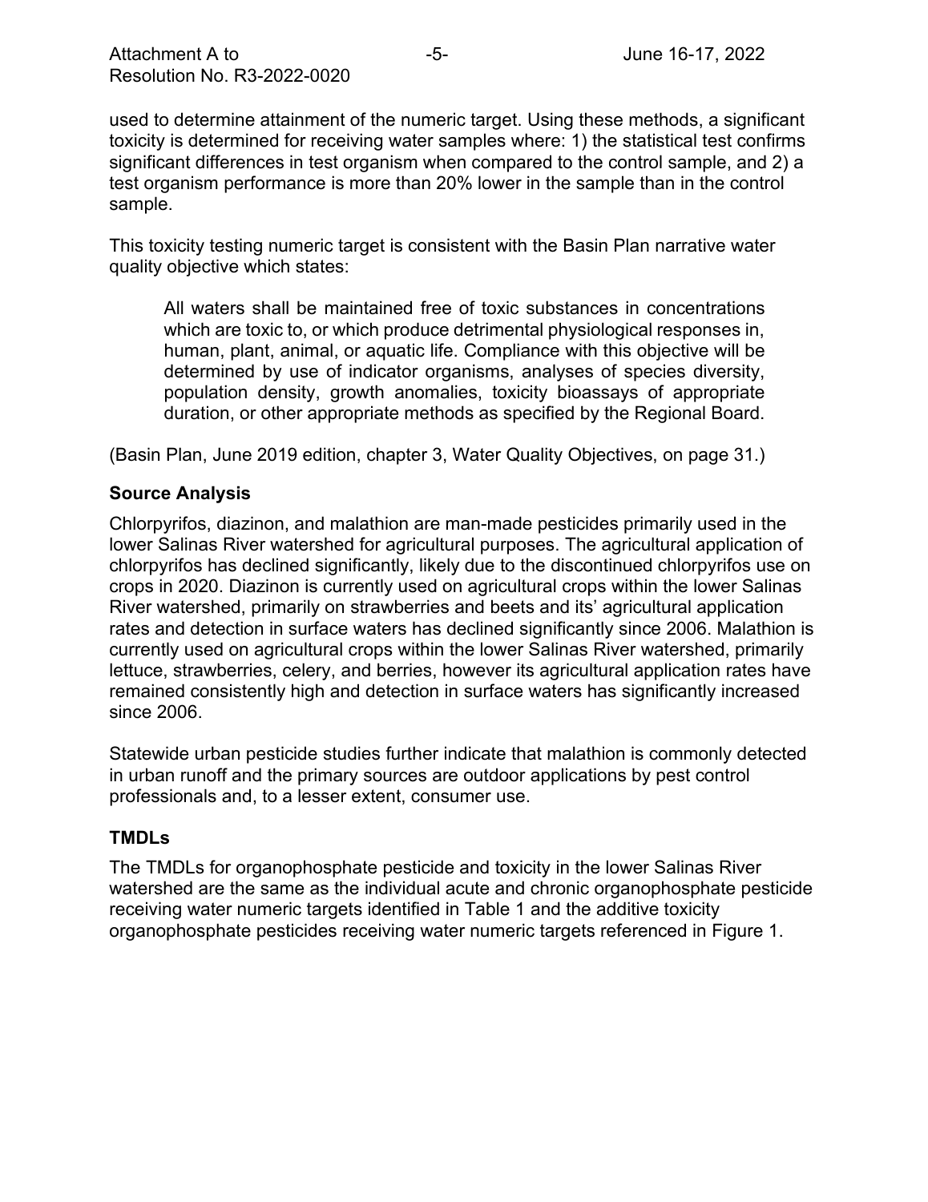used to determine attainment of the numeric target. Using these methods, a significant toxicity is determined for receiving water samples where: 1) the statistical test confirms significant differences in test organism when compared to the control sample, and 2) a test organism performance is more than 20% lower in the sample than in the control sample.

This toxicity testing numeric target is consistent with the Basin Plan narrative water quality objective which states:

> All waters shall be maintained free of toxic substances in concentrations which are toxic to, or which produce detrimental physiological responses in, human, plant, animal, or aquatic life. Compliance with this objective will be determined by use of indicator organisms, analyses of species diversity, population density, growth anomalies, toxicity bioassays of appropriate duration, or other appropriate methods as specified by the Regional Board.

(Basin Plan, June 2019 edition, chapter 3, Water Quality Objectives, on page 31.)

### Source Analysis

Chlorpyrifos, diazinon, and malathion are man-made pesticides primarily used in the lower Salinas River watershed for agricultural purposes. The agricultural application of chlorpyrifos has declined significantly, likely due to the discontinued chlorpyrifos use on crops in 2020. Diazinon is currently used on agricultural crops within the lower Salinas River watershed, primarily on strawberries and beets and its' agricultural application rates and detection in surface waters has declined significantly since 2006. Malathion is currently used on agricultural crops within the lower Salinas River watershed, primarily lettuce, strawberries, celery, and berries, however its agricultural application rates have remained consistently high and detection in surface waters has significantly increased since 2006.

Statewide urban pesticide studies further indicate that malathion is commonly detected in urban runoff and the primary sources are outdoor applications by pest control professionals and, to a lesser extent, consumer use.

### TMDLs

The TMDLs for organophosphate pesticide and toxicity in the lower Salinas River watershed are the same as the individual acute and chronic organophosphate pesticide receiving water numeric targets identified in Table 1 and the additive toxicity organophosphate pesticides receiving water numeric targets referenced in Figure 1.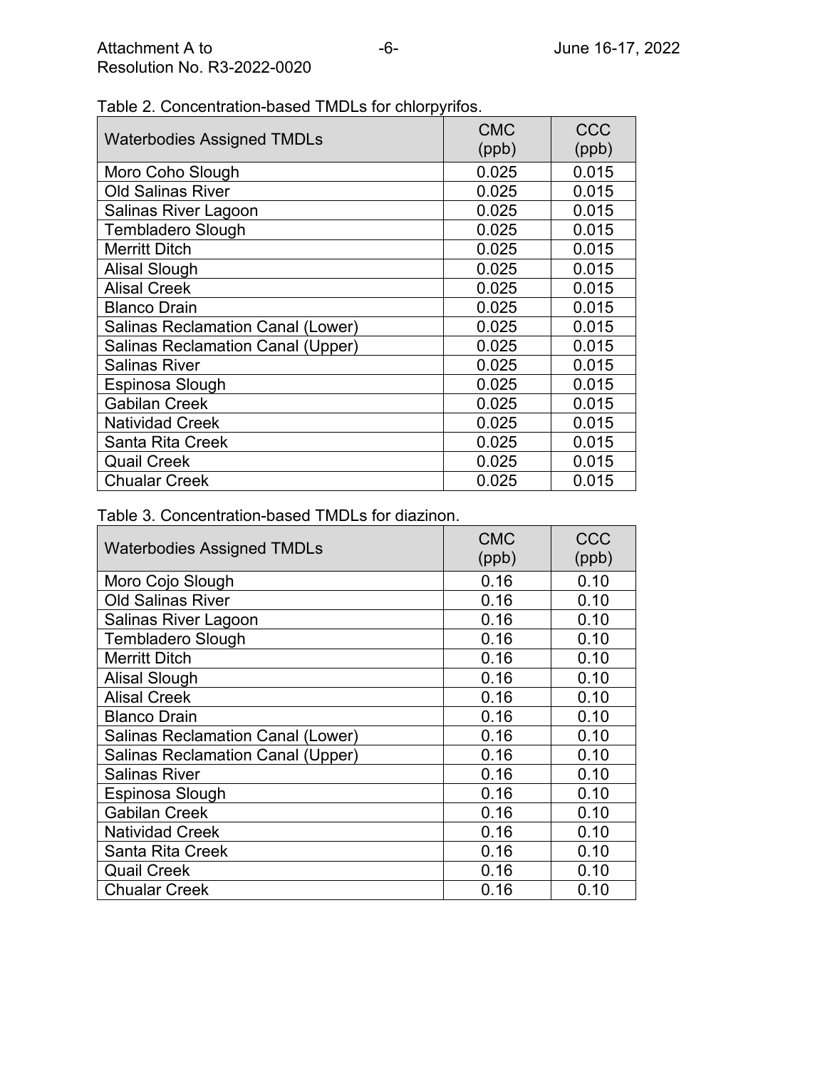Table 2. Concentration-based TMDLs for chlorpyrifos.

| Waterbodies Assigned TMDLs | CMC (ppb) | CCC (ppb) |
|---|---|---|
| Moro Coho Slough | 0.025 | 0.015 |
| Old Salinas River | 0.025 | 0.015 |
| Salinas River Lagoon | 0.025 | 0.015 |
| Tembladero Slough | 0.025 | 0.015 |
| Merritt Ditch | 0.025 | 0.015 |
| Alisal Slough | 0.025 | 0.015 |
| Alisal Creek | 0.025 | 0.015 |
| Blanco Drain | 0.025 | 0.015 |
| Salinas Reclamation Canal (Lower) | 0.025 | 0.015 |
| Salinas Reclamation Canal (Upper) | 0.025 | 0.015 |
| Salinas River | 0.025 | 0.015 |
| Espinosa Slough | 0.025 | 0.015 |
| Gabilan Creek | 0.025 | 0.015 |
| Natividad Creek | 0.025 | 0.015 |
| Santa Rita Creek | 0.025 | 0.015 |
| Quail Creek | 0.025 | 0.015 |
| Chualar Creek | 0.025 | 0.015 |

Table 3. Concentration-based TMDLs for diazinon.

| Waterbodies Assigned TMDLs | CMC (ppb) | CCC (ppb) |
|---|---|---|
| Moro Cojo Slough | 0.16 | 0.10 |
| Old Salinas River | 0.16 | 0.10 |
| Salinas River Lagoon | 0.16 | 0.10 |
| Tembladero Slough | 0.16 | 0.10 |
| Merritt Ditch | 0.16 | 0.10 |
| Alisal Slough | 0.16 | 0.10 |
| Alisal Creek | 0.16 | 0.10 |
| Blanco Drain | 0.16 | 0.10 |
| Salinas Reclamation Canal (Lower) | 0.16 | 0.10 |
| Salinas Reclamation Canal (Upper) | 0.16 | 0.10 |
| Salinas River | 0.16 | 0.10 |
| Espinosa Slough | 0.16 | 0.10 |
| Gabilan Creek | 0.16 | 0.10 |
| Natividad Creek | 0.16 | 0.10 |
| Santa Rita Creek | 0.16 | 0.10 |
| Quail Creek | 0.16 | 0.10 |
| Chualar Creek | 0.16 | 0.10 |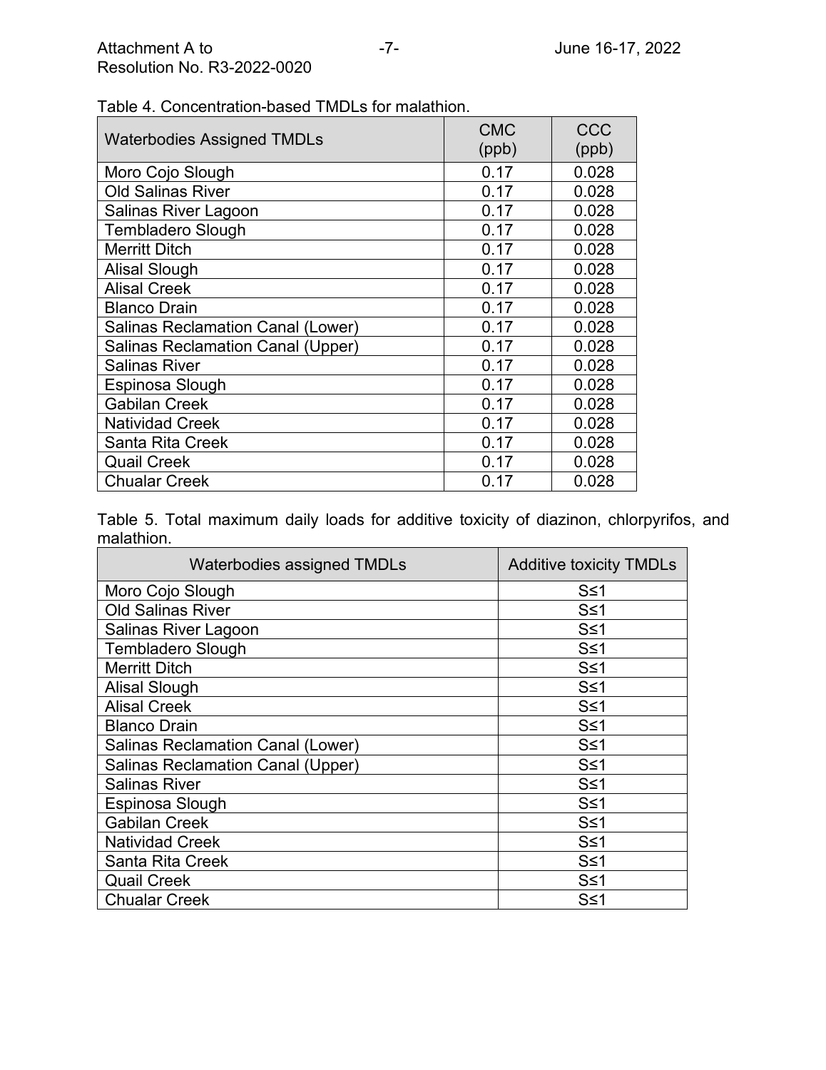Table 4. Concentration-based TMDLs for malathion.

| Waterbodies Assigned TMDLs | CMC (ppb) | CCC (ppb) |
|---|---|---|
| Moro Cojo Slough | 0.17 | 0.028 |
| Old Salinas River | 0.17 | 0.028 |
| Salinas River Lagoon | 0.17 | 0.028 |
| Tembladero Slough | 0.17 | 0.028 |
| Merritt Ditch | 0.17 | 0.028 |
| Alisal Slough | 0.17 | 0.028 |
| Alisal Creek | 0.17 | 0.028 |
| Blanco Drain | 0.17 | 0.028 |
| Salinas Reclamation Canal (Lower) | 0.17 | 0.028 |
| Salinas Reclamation Canal (Upper) | 0.17 | 0.028 |
| Salinas River | 0.17 | 0.028 |
| Espinosa Slough | 0.17 | 0.028 |
| Gabilan Creek | 0.17 | 0.028 |
| Natividad Creek | 0.17 | 0.028 |
| Santa Rita Creek | 0.17 | 0.028 |
| Quail Creek | 0.17 | 0.028 |
| Chualar Creek | 0.17 | 0.028 |

Table 5. Total maximum daily loads for additive toxicity of diazinon, chlorpyrifos, and malathion.

| Waterbodies assigned TMDLs | Additive toxicity TMDLs |
|---|---|
| Moro Cojo Slough | $S \leq 1$ |
| Old Salinas River | $S \leq 1$ |
| Salinas River Lagoon | $S \leq 1$ |
| Tembladero Slough | $S \leq 1$ |
| Merritt Ditch | $S \leq 1$ |
| Alisal Slough | $S \leq 1$ |
| Alisal Creek | $S \leq 1$ |
| Blanco Drain | $S \leq 1$ |
| Salinas Reclamation Canal (Lower) | $S \leq 1$ |
| Salinas Reclamation Canal (Upper) | $S \leq 1$ |
| Salinas River | $S \leq 1$ |
| Espinosa Slough | $S \leq 1$ |
| Gabilan Creek | $S \leq 1$ |
| Natividad Creek | $S \leq 1$ |
| Santa Rita Creek | $S \leq 1$ |
| Quail Creek | $S \leq 1$ |
| Chualar Creek | $S \leq 1$ |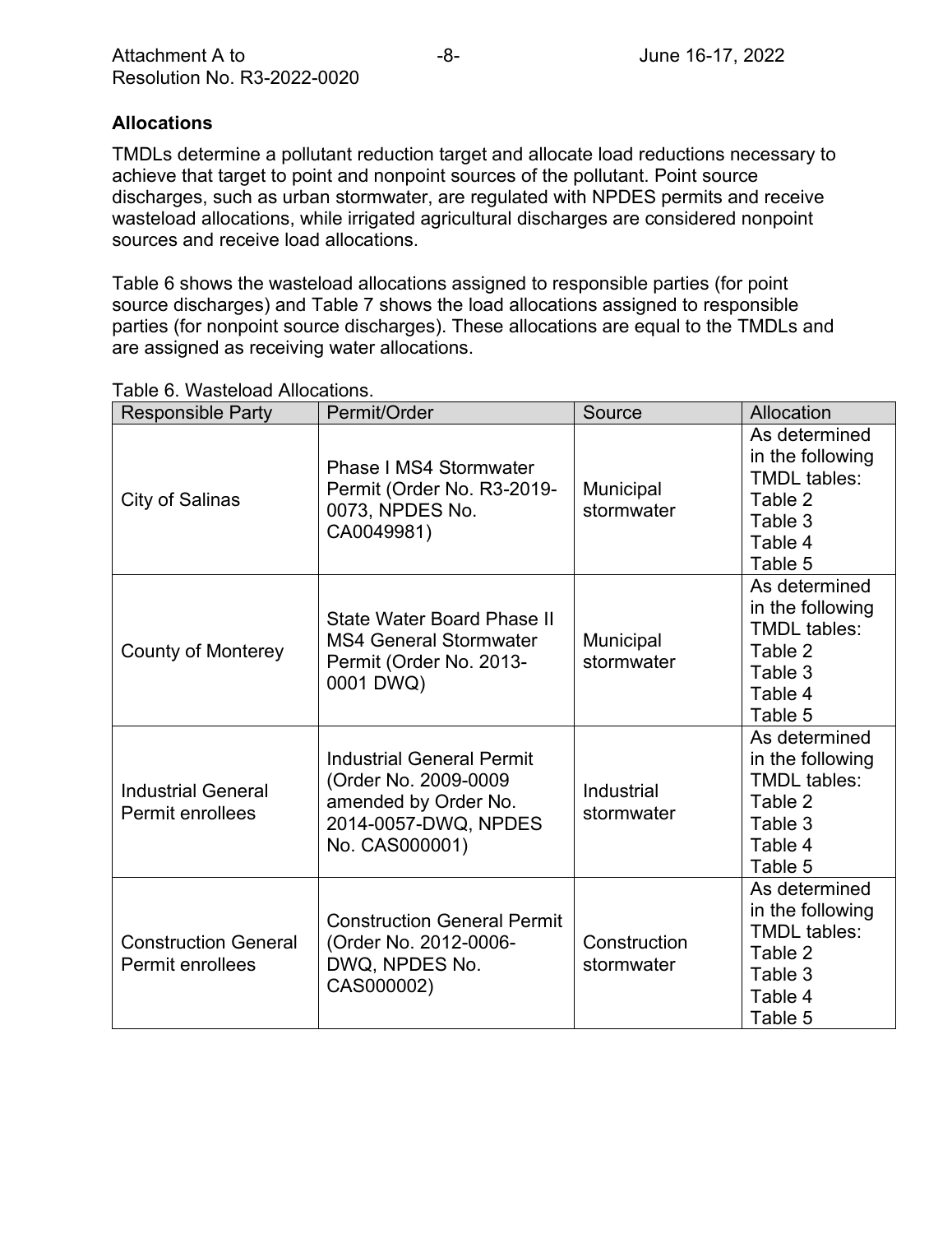## Allocations

TMDLs determine a pollutant reduction target and allocate load reductions necessary to achieve that target to point and nonpoint sources of the pollutant. Point source discharges, such as urban stormwater, are regulated with NPDES permits and receive wasteload allocations, while irrigated agricultural discharges are considered nonpoint sources and receive load allocations.

Table 6 shows the wasteload allocations assigned to responsible parties (for point source discharges) and Table 7 shows the load allocations assigned to responsible parties (for nonpoint source discharges). These allocations are equal to the TMDLs and are assigned as receiving water allocations.

Table 6. Wasteload Allocations.

| Responsible Party | Permit/Order | Source | Allocation |
|---|---|---|---|
| City of Salinas | Phase I MS4 Stormwater Permit (Order No. R3-2019-0073, NPDES No. CA0049981) | Municipal stormwater | As determined in the following TMDL tables: Table 2 Table 3 Table 4 Table 5 |
| County of Monterey | State Water Board Phase II MS4 General Stormwater Permit (Order No. 2013-0001 DWQ) | Municipal stormwater | As determined in the following TMDL tables: Table 2 Table 3 Table 4 Table 5 |
| Industrial General Permit enrollees | Industrial General Permit (Order No. 2009-0009 amended by Order No. 2014-0057-DWQ, NPDES No. CAS000001) | Industrial stormwater | As determined in the following TMDL tables: Table 2 Table 3 Table 4 Table 5 |
| Construction General Permit enrollees | Construction General Permit (Order No. 2012-0006-DWQ, NPDES No. CAS000002) | Construction stormwater | As determined in the following TMDL tables: Table 2 Table 3 Table 4 Table 5 |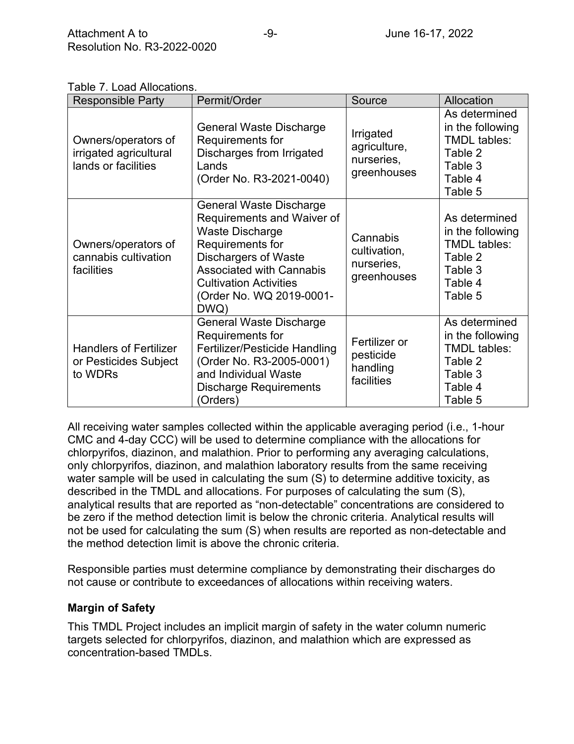Table 7. Load Allocations.

| Responsible Party | Permit/Order | Source | Allocation |
|---|---|---|---|
| Owners/operators of irrigated agricultural lands or facilities | General Waste Discharge Requirements for Discharges from Irrigated Lands (Order No. R3-2021-0040) | Irrigated agriculture, nurseries, greenhouses | As determined in the following TMDL tables: Table 2 Table 3 Table 4 Table 5 |
| Owners/operators of cannabis cultivation facilities | General Waste Discharge Requirements and Waiver of Waste Discharge Requirements for Dischargers of Waste Associated with Cannabis Cultivation Activities (Order No. WQ 2019-0001-DWQ) | Cannabis cultivation, nurseries, greenhouses | As determined in the following TMDL tables: Table 2 Table 3 Table 4 Table 5 |
| Handlers of Fertilizer or Pesticides Subject to WDRs | General Waste Discharge Requirements for Fertilizer/Pesticide Handling (Order No. R3-2005-0001) and Individual Waste Discharge Requirements (Orders) | Fertilizer or pesticide handling facilities | As determined in the following TMDL tables: Table 2 Table 3 Table 4 Table 5 |

All receiving water samples collected within the applicable averaging period (i.e., 1-hour CMC and 4-day CCC) will be used to determine compliance with the allocations for chlorpyrifos, diazinon, and malathion. Prior to performing any averaging calculations, only chlorpyrifos, diazinon, and malathion laboratory results from the same receiving water sample will be used in calculating the sum (S) to determine additive toxicity, as described in the TMDL and allocations. For purposes of calculating the sum (S), analytical results that are reported as "non-detectable" concentrations are considered to be zero if the method detection limit is below the chronic criteria. Analytical results will not be used for calculating the sum (S) when results are reported as non-detectable and the method detection limit is above the chronic criteria.

Responsible parties must determine compliance by demonstrating their discharges do not cause or contribute to exceedances of allocations within receiving waters.

**Margin of Safety**

This TMDL Project includes an implicit margin of safety in the water column numeric targets selected for chlorpyrifos, diazinon, and malathion which are expressed as concentration-based TMDLs.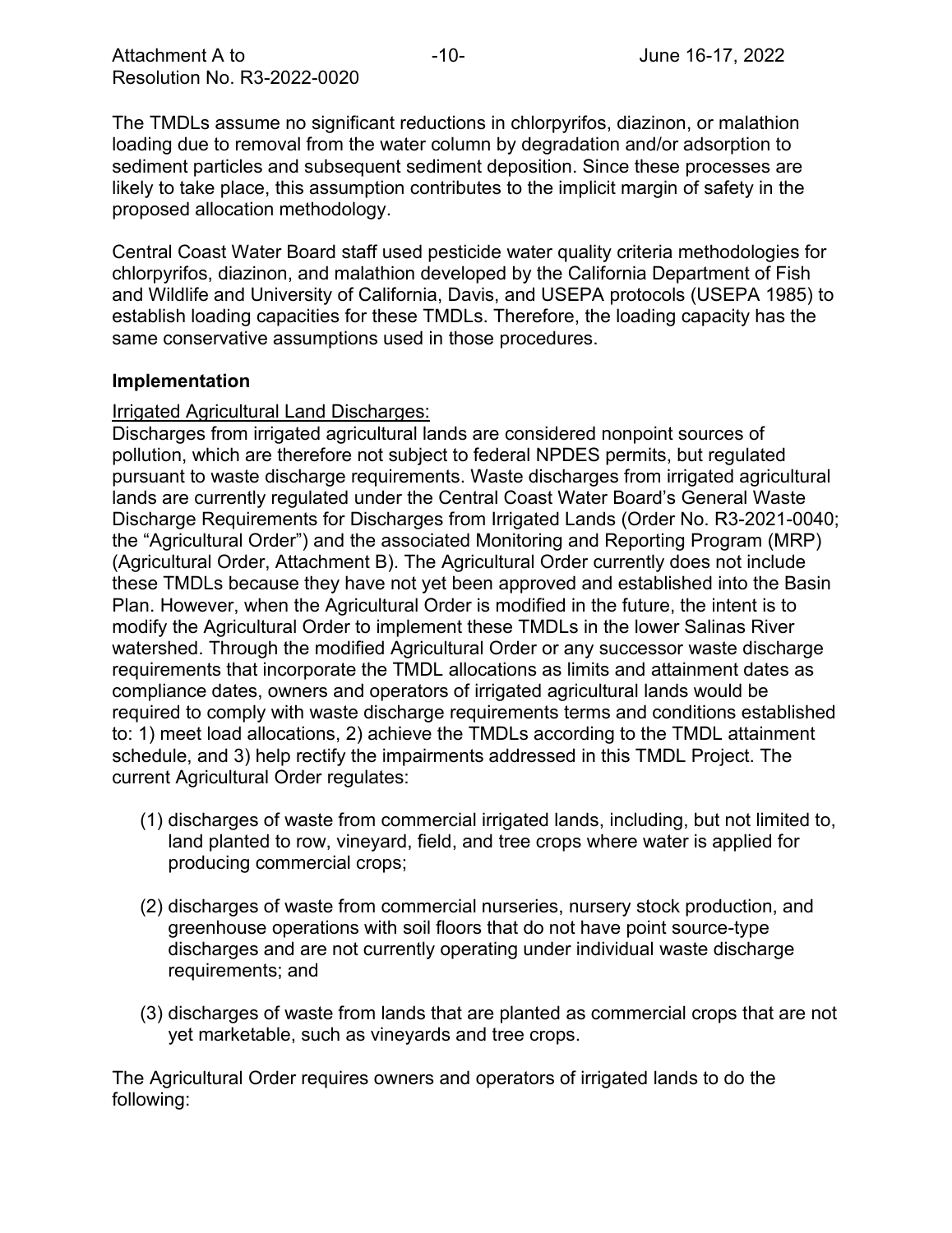The TMDLs assume no significant reductions in chlorpyrifos, diazinon, or malathion loading due to removal from the water column by degradation and/or adsorption to sediment particles and subsequent sediment deposition. Since these processes are likely to take place, this assumption contributes to the implicit margin of safety in the proposed allocation methodology.

Central Coast Water Board staff used pesticide water quality criteria methodologies for chlorpyrifos, diazinon, and malathion developed by the California Department of Fish and Wildlife and University of California, Davis, and USEPA protocols (USEPA 1985) to establish loading capacities for these TMDLs. Therefore, the loading capacity has the same conservative assumptions used in those procedures.

## Implementation

Irrigated Agricultural Land Discharges:

Discharges from irrigated agricultural lands are considered nonpoint sources of pollution, which are therefore not subject to federal NPDES permits, but regulated pursuant to waste discharge requirements. Waste discharges from irrigated agricultural lands are currently regulated under the Central Coast Water Board's General Waste Discharge Requirements for Discharges from Irrigated Lands (Order No. R3-2021-0040; the "Agricultural Order") and the associated Monitoring and Reporting Program (MRP) (Agricultural Order, Attachment B). The Agricultural Order currently does not include these TMDLs because they have not yet been approved and established into the Basin Plan. However, when the Agricultural Order is modified in the future, the intent is to modify the Agricultural Order to implement these TMDLs in the lower Salinas River watershed. Through the modified Agricultural Order or any successor waste discharge requirements that incorporate the TMDL allocations as limits and attainment dates as compliance dates, owners and operators of irrigated agricultural lands would be required to comply with waste discharge requirements terms and conditions established to: 1) meet load allocations, 2) achieve the TMDLs according to the TMDL attainment schedule, and 3) help rectify the impairments addressed in this TMDL Project. The current Agricultural Order regulates:

(1) discharges of waste from commercial irrigated lands, including, but not limited to, land planted to row, vineyard, field, and tree crops where water is applied for producing commercial crops;

(2) discharges of waste from commercial nurseries, nursery stock production, and greenhouse operations with soil floors that do not have point source-type discharges and are not currently operating under individual waste discharge requirements; and

(3) discharges of waste from lands that are planted as commercial crops that are not yet marketable, such as vineyards and tree crops.

The Agricultural Order requires owners and operators of irrigated lands to do the following: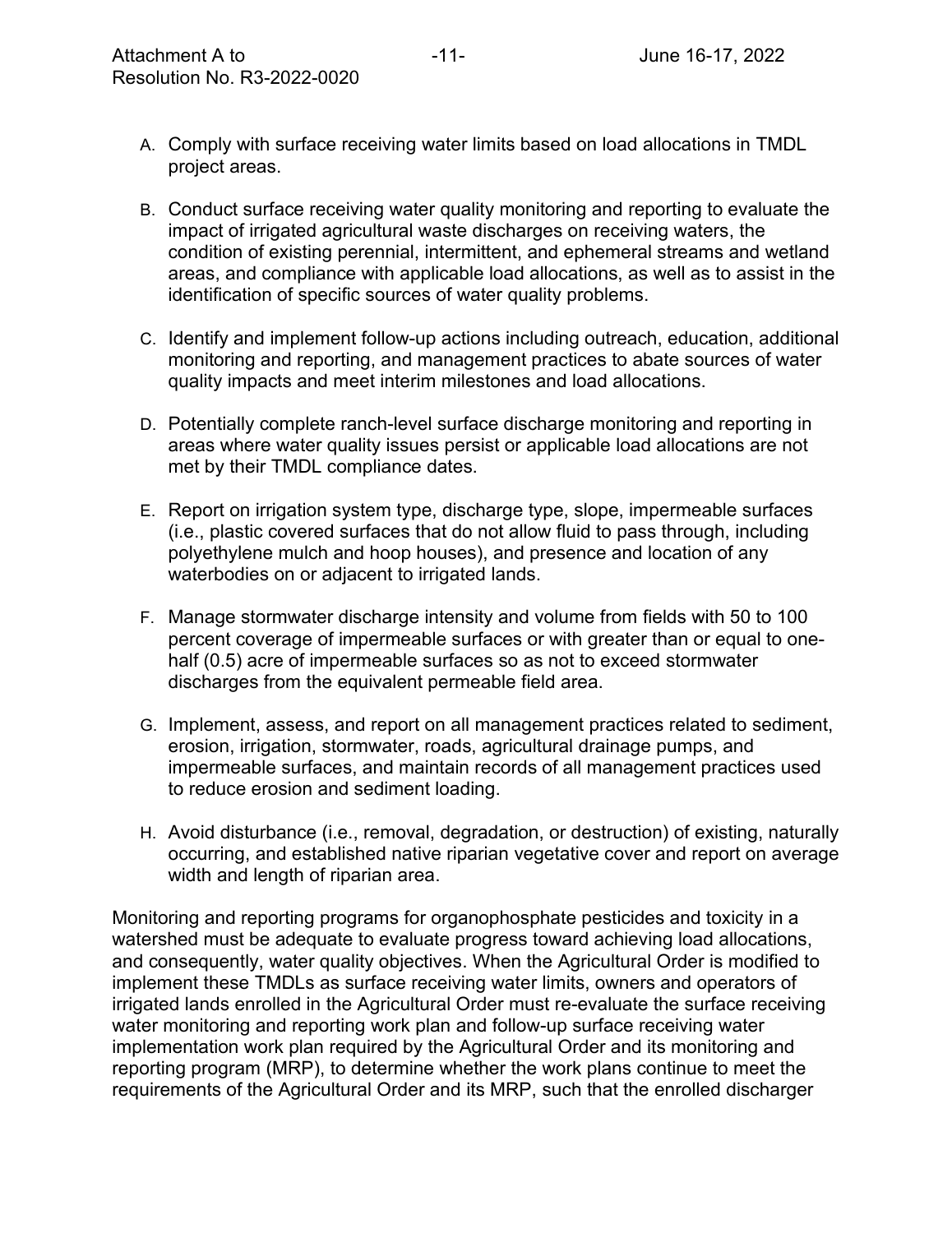A. Comply with surface receiving water limits based on load allocations in TMDL project areas.

B. Conduct surface receiving water quality monitoring and reporting to evaluate the impact of irrigated agricultural waste discharges on receiving waters, the condition of existing perennial, intermittent, and ephemeral streams and wetland areas, and compliance with applicable load allocations, as well as to assist in the identification of specific sources of water quality problems.

C. Identify and implement follow-up actions including outreach, education, additional monitoring and reporting, and management practices to abate sources of water quality impacts and meet interim milestones and load allocations.

D. Potentially complete ranch-level surface discharge monitoring and reporting in areas where water quality issues persist or applicable load allocations are not met by their TMDL compliance dates.

E. Report on irrigation system type, discharge type, slope, impermeable surfaces (i.e., plastic covered surfaces that do not allow fluid to pass through, including polyethylene mulch and hoop houses), and presence and location of any waterbodies on or adjacent to irrigated lands.

F. Manage stormwater discharge intensity and volume from fields with 50 to 100 percent coverage of impermeable surfaces or with greater than or equal to one-half (0.5) acre of impermeable surfaces so as not to exceed stormwater discharges from the equivalent permeable field area.

G. Implement, assess, and report on all management practices related to sediment, erosion, irrigation, stormwater, roads, agricultural drainage pumps, and impermeable surfaces, and maintain records of all management practices used to reduce erosion and sediment loading.

H. Avoid disturbance (i.e., removal, degradation, or destruction) of existing, naturally occurring, and established native riparian vegetative cover and report on average width and length of riparian area.

Monitoring and reporting programs for organophosphate pesticides and toxicity in a watershed must be adequate to evaluate progress toward achieving load allocations, and consequently, water quality objectives. When the Agricultural Order is modified to implement these TMDLs as surface receiving water limits, owners and operators of irrigated lands enrolled in the Agricultural Order must re-evaluate the surface receiving water monitoring and reporting work plan and follow-up surface receiving water implementation work plan required by the Agricultural Order and its monitoring and reporting program (MRP), to determine whether the work plans continue to meet the requirements of the Agricultural Order and its MRP, such that the enrolled discharger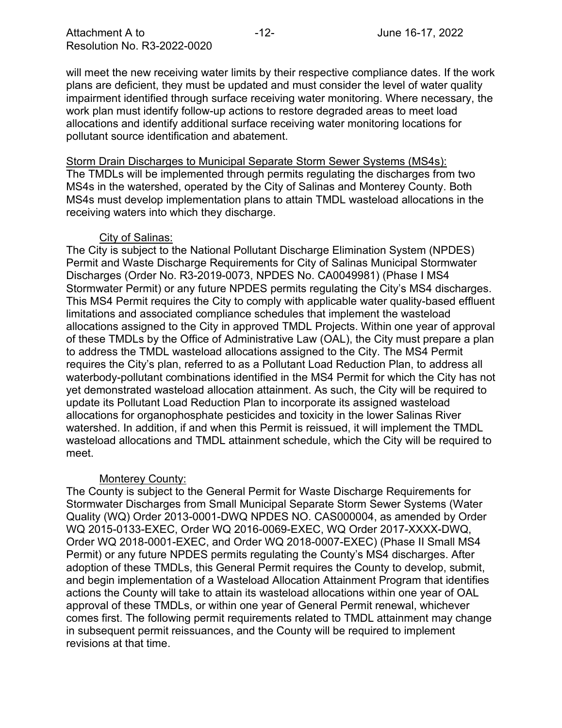will meet the new receiving water limits by their respective compliance dates. If the work plans are deficient, they must be updated and must consider the level of water quality impairment identified through surface receiving water monitoring. Where necessary, the work plan must identify follow-up actions to restore degraded areas to meet load allocations and identify additional surface receiving water monitoring locations for pollutant source identification and abatement.

Storm Drain Discharges to Municipal Separate Storm Sewer Systems (MS4s):
The TMDLs will be implemented through permits regulating the discharges from two MS4s in the watershed, operated by the City of Salinas and Monterey County. Both MS4s must develop implementation plans to attain TMDL wasteload allocations in the receiving waters into which they discharge.

City of Salinas:
The City is subject to the National Pollutant Discharge Elimination System (NPDES) Permit and Waste Discharge Requirements for City of Salinas Municipal Stormwater Discharges (Order No. R3-2019-0073, NPDES No. CA0049981) (Phase I MS4 Stormwater Permit) or any future NPDES permits regulating the City's MS4 discharges. This MS4 Permit requires the City to comply with applicable water quality-based effluent limitations and associated compliance schedules that implement the wasteload allocations assigned to the City in approved TMDL Projects. Within one year of approval of these TMDLs by the Office of Administrative Law (OAL), the City must prepare a plan to address the TMDL wasteload allocations assigned to the City. The MS4 Permit requires the City's plan, referred to as a Pollutant Load Reduction Plan, to address all waterbody-pollutant combinations identified in the MS4 Permit for which the City has not yet demonstrated wasteload allocation attainment. As such, the City will be required to update its Pollutant Load Reduction Plan to incorporate its assigned wasteload allocations for organophosphate pesticides and toxicity in the lower Salinas River watershed. In addition, if and when this Permit is reissued, it will implement the TMDL wasteload allocations and TMDL attainment schedule, which the City will be required to meet.

Monterey County:
The County is subject to the General Permit for Waste Discharge Requirements for Stormwater Discharges from Small Municipal Separate Storm Sewer Systems (Water Quality (WQ) Order 2013-0001-DWQ NPDES NO. CAS000004, as amended by Order WQ 2015-0133-EXEC, Order WQ 2016-0069-EXEC, WQ Order 2017-XXXX-DWQ, Order WQ 2018-0001-EXEC, and Order WQ 2018-0007-EXEC) (Phase II Small MS4 Permit) or any future NPDES permits regulating the County's MS4 discharges. After adoption of these TMDLs, this General Permit requires the County to develop, submit, and begin implementation of a Wasteload Allocation Attainment Program that identifies actions the County will take to attain its wasteload allocations within one year of OAL approval of these TMDLs, or within one year of General Permit renewal, whichever comes first. The following permit requirements related to TMDL attainment may change in subsequent permit reissuances, and the County will be required to implement revisions at that time.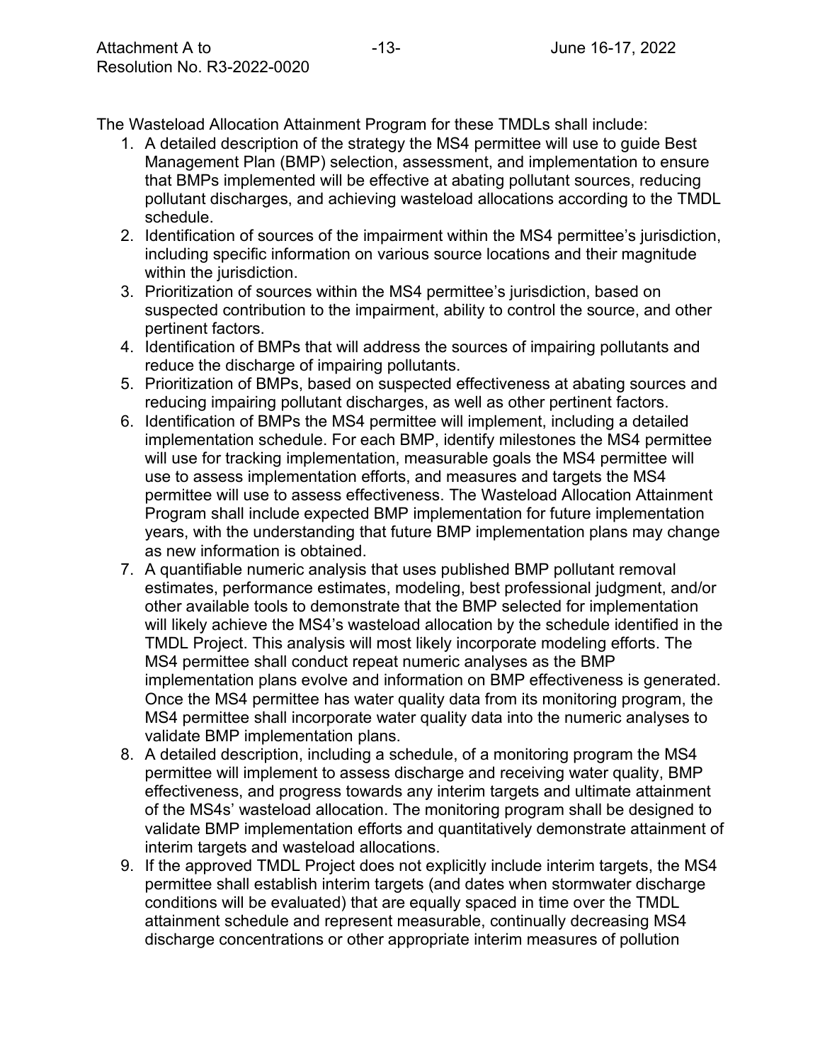The Wasteload Allocation Attainment Program for these TMDLs shall include:

1. A detailed description of the strategy the MS4 permittee will use to guide Best Management Plan (BMP) selection, assessment, and implementation to ensure that BMPs implemented will be effective at abating pollutant sources, reducing pollutant discharges, and achieving wasteload allocations according to the TMDL schedule.
2. Identification of sources of the impairment within the MS4 permittee's jurisdiction, including specific information on various source locations and their magnitude within the jurisdiction.
3. Prioritization of sources within the MS4 permittee's jurisdiction, based on suspected contribution to the impairment, ability to control the source, and other pertinent factors.
4. Identification of BMPs that will address the sources of impairing pollutants and reduce the discharge of impairing pollutants.
5. Prioritization of BMPs, based on suspected effectiveness at abating sources and reducing impairing pollutant discharges, as well as other pertinent factors.
6. Identification of BMPs the MS4 permittee will implement, including a detailed implementation schedule. For each BMP, identify milestones the MS4 permittee will use for tracking implementation, measurable goals the MS4 permittee will use to assess implementation efforts, and measures and targets the MS4 permittee will use to assess effectiveness. The Wasteload Allocation Attainment Program shall include expected BMP implementation for future implementation years, with the understanding that future BMP implementation plans may change as new information is obtained.
7. A quantifiable numeric analysis that uses published BMP pollutant removal estimates, performance estimates, modeling, best professional judgment, and/or other available tools to demonstrate that the BMP selected for implementation will likely achieve the MS4's wasteload allocation by the schedule identified in the TMDL Project. This analysis will most likely incorporate modeling efforts. The MS4 permittee shall conduct repeat numeric analyses as the BMP implementation plans evolve and information on BMP effectiveness is generated. Once the MS4 permittee has water quality data from its monitoring program, the MS4 permittee shall incorporate water quality data into the numeric analyses to validate BMP implementation plans.
8. A detailed description, including a schedule, of a monitoring program the MS4 permittee will implement to assess discharge and receiving water quality, BMP effectiveness, and progress towards any interim targets and ultimate attainment of the MS4s' wasteload allocation. The monitoring program shall be designed to validate BMP implementation efforts and quantitatively demonstrate attainment of interim targets and wasteload allocations.
9. If the approved TMDL Project does not explicitly include interim targets, the MS4 permittee shall establish interim targets (and dates when stormwater discharge conditions will be evaluated) that are equally spaced in time over the TMDL attainment schedule and represent measurable, continually decreasing MS4 discharge concentrations or other appropriate interim measures of pollution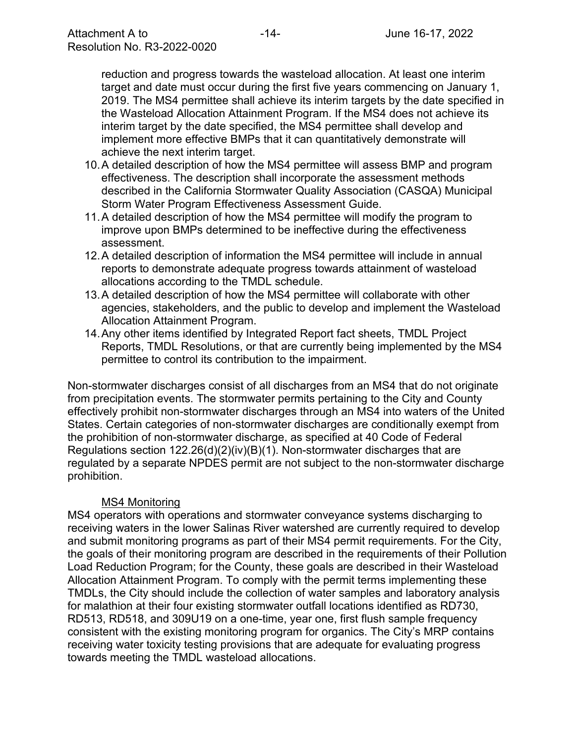reduction and progress towards the wasteload allocation. At least one interim target and date must occur during the first five years commencing on January 1, 2019. The MS4 permittee shall achieve its interim targets by the date specified in the Wasteload Allocation Attainment Program. If the MS4 does not achieve its interim target by the date specified, the MS4 permittee shall develop and implement more effective BMPs that it can quantitatively demonstrate will achieve the next interim target.

10. A detailed description of how the MS4 permittee will assess BMP and program effectiveness. The description shall incorporate the assessment methods described in the California Stormwater Quality Association (CASQA) Municipal Storm Water Program Effectiveness Assessment Guide.
11. A detailed description of how the MS4 permittee will modify the program to improve upon BMPs determined to be ineffective during the effectiveness assessment.
12. A detailed description of information the MS4 permittee will include in annual reports to demonstrate adequate progress towards attainment of wasteload allocations according to the TMDL schedule.
13. A detailed description of how the MS4 permittee will collaborate with other agencies, stakeholders, and the public to develop and implement the Wasteload Allocation Attainment Program.
14. Any other items identified by Integrated Report fact sheets, TMDL Project Reports, TMDL Resolutions, or that are currently being implemented by the MS4 permittee to control its contribution to the impairment.

Non-stormwater discharges consist of all discharges from an MS4 that do not originate from precipitation events. The stormwater permits pertaining to the City and County effectively prohibit non-stormwater discharges through an MS4 into waters of the United States. Certain categories of non-stormwater discharges are conditionally exempt from the prohibition of non-stormwater discharge, as specified at 40 Code of Federal Regulations section 122.26(d)(2)(iv)(B)(1). Non-stormwater discharges that are regulated by a separate NPDES permit are not subject to the non-stormwater discharge prohibition.

MS4 Monitoring

MS4 operators with operations and stormwater conveyance systems discharging to receiving waters in the lower Salinas River watershed are currently required to develop and submit monitoring programs as part of their MS4 permit requirements. For the City, the goals of their monitoring program are described in the requirements of their Pollution Load Reduction Program; for the County, these goals are described in their Wasteload Allocation Attainment Program. To comply with the permit terms implementing these TMDLs, the City should include the collection of water samples and laboratory analysis for malathion at their four existing stormwater outfall locations identified as RD730, RD513, RD518, and 309U19 on a one-time, year one, first flush sample frequency consistent with the existing monitoring program for organics. The City's MRP contains receiving water toxicity testing provisions that are adequate for evaluating progress towards meeting the TMDL wasteload allocations.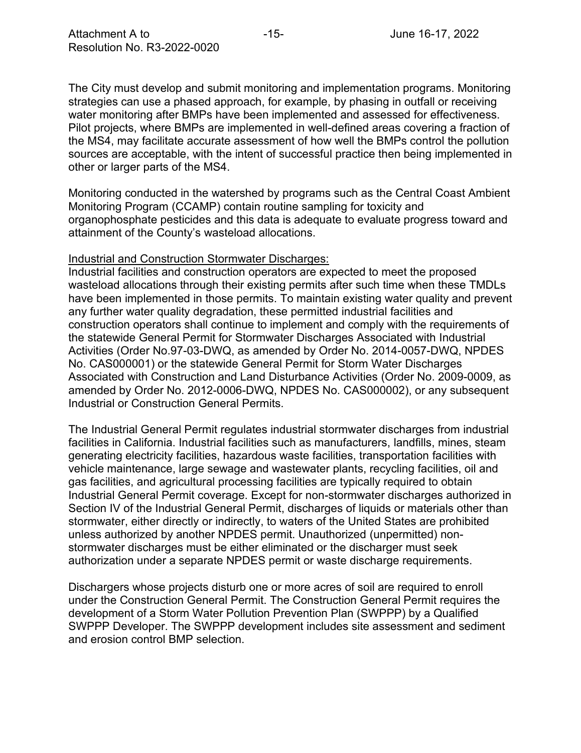The City must develop and submit monitoring and implementation programs. Monitoring strategies can use a phased approach, for example, by phasing in outfall or receiving water monitoring after BMPs have been implemented and assessed for effectiveness. Pilot projects, where BMPs are implemented in well-defined areas covering a fraction of the MS4, may facilitate accurate assessment of how well the BMPs control the pollution sources are acceptable, with the intent of successful practice then being implemented in other or larger parts of the MS4.

Monitoring conducted in the watershed by programs such as the Central Coast Ambient Monitoring Program (CCAMP) contain routine sampling for toxicity and organophosphate pesticides and this data is adequate to evaluate progress toward and attainment of the County's wasteload allocations.

Industrial and Construction Stormwater Discharges:

Industrial facilities and construction operators are expected to meet the proposed wasteload allocations through their existing permits after such time when these TMDLs have been implemented in those permits. To maintain existing water quality and prevent any further water quality degradation, these permitted industrial facilities and construction operators shall continue to implement and comply with the requirements of the statewide General Permit for Stormwater Discharges Associated with Industrial Activities (Order No.97-03-DWQ, as amended by Order No. 2014-0057-DWQ, NPDES No. CAS000001) or the statewide General Permit for Storm Water Discharges Associated with Construction and Land Disturbance Activities (Order No. 2009-0009, as amended by Order No. 2012-0006-DWQ, NPDES No. CAS000002), or any subsequent Industrial or Construction General Permits.

The Industrial General Permit regulates industrial stormwater discharges from industrial facilities in California. Industrial facilities such as manufacturers, landfills, mines, steam generating electricity facilities, hazardous waste facilities, transportation facilities with vehicle maintenance, large sewage and wastewater plants, recycling facilities, oil and gas facilities, and agricultural processing facilities are typically required to obtain Industrial General Permit coverage. Except for non-stormwater discharges authorized in Section IV of the Industrial General Permit, discharges of liquids or materials other than stormwater, either directly or indirectly, to waters of the United States are prohibited unless authorized by another NPDES permit. Unauthorized (unpermitted) non-stormwater discharges must be either eliminated or the discharger must seek authorization under a separate NPDES permit or waste discharge requirements.

Dischargers whose projects disturb one or more acres of soil are required to enroll under the Construction General Permit. The Construction General Permit requires the development of a Storm Water Pollution Prevention Plan (SWPPP) by a Qualified SWPPP Developer. The SWPPP development includes site assessment and sediment and erosion control BMP selection.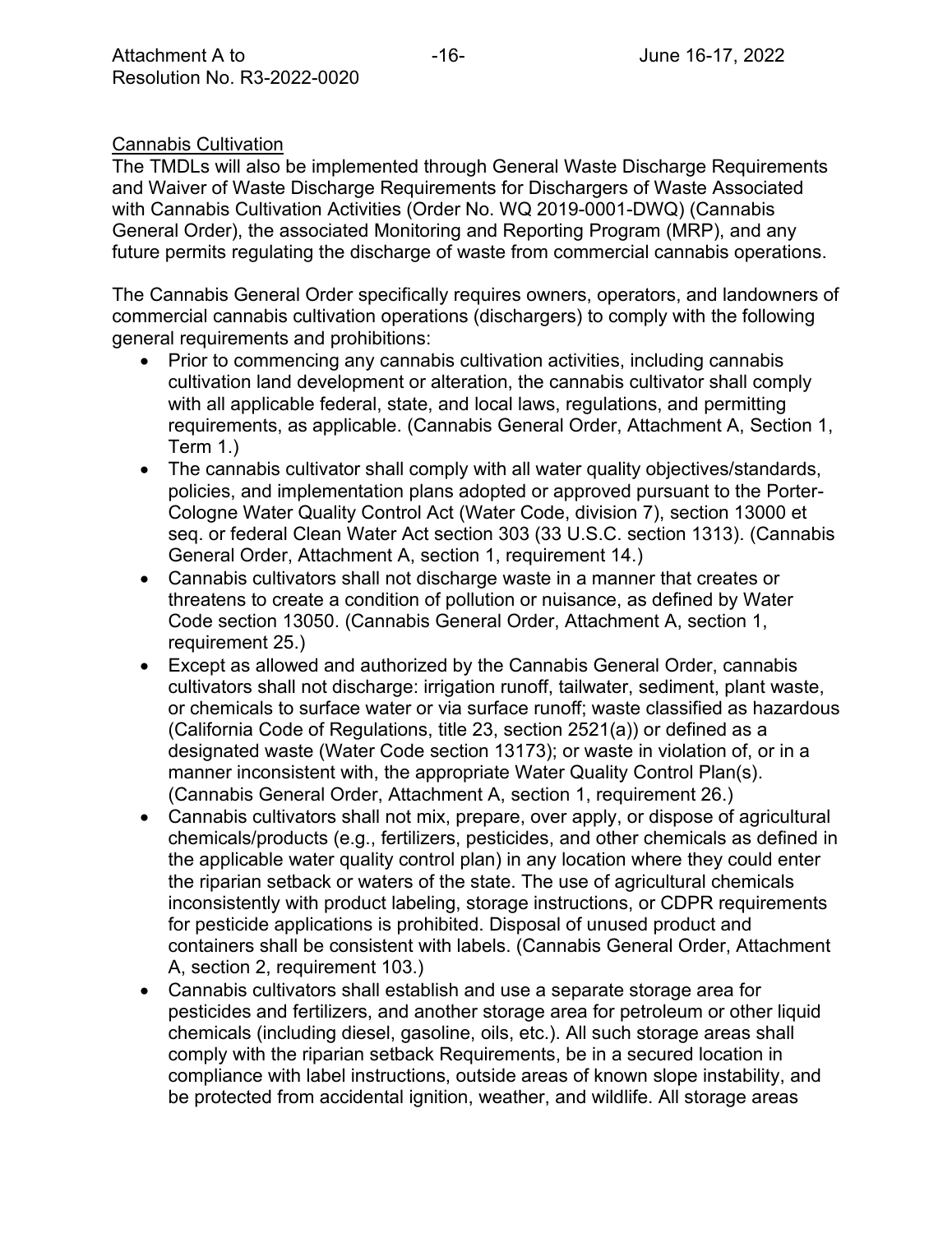Cannabis Cultivation

The TMDLs will also be implemented through General Waste Discharge Requirements and Waiver of Waste Discharge Requirements for Dischargers of Waste Associated with Cannabis Cultivation Activities (Order No. WQ 2019-0001-DWQ) (Cannabis General Order), the associated Monitoring and Reporting Program (MRP), and any future permits regulating the discharge of waste from commercial cannabis operations.

The Cannabis General Order specifically requires owners, operators, and landowners of commercial cannabis cultivation operations (dischargers) to comply with the following general requirements and prohibitions:

- Prior to commencing any cannabis cultivation activities, including cannabis cultivation land development or alteration, the cannabis cultivator shall comply with all applicable federal, state, and local laws, regulations, and permitting requirements, as applicable. (Cannabis General Order, Attachment A, Section 1, Term 1.)
- The cannabis cultivator shall comply with all water quality objectives/standards, policies, and implementation plans adopted or approved pursuant to the Porter-Cologne Water Quality Control Act (Water Code, division 7), section 13000 et seq. or federal Clean Water Act section 303 (33 U.S.C. section 1313). (Cannabis General Order, Attachment A, section 1, requirement 14.)
- Cannabis cultivators shall not discharge waste in a manner that creates or threatens to create a condition of pollution or nuisance, as defined by Water Code section 13050. (Cannabis General Order, Attachment A, section 1, requirement 25.)
- Except as allowed and authorized by the Cannabis General Order, cannabis cultivators shall not discharge: irrigation runoff, tailwater, sediment, plant waste, or chemicals to surface water or via surface runoff; waste classified as hazardous (California Code of Regulations, title 23, section 2521(a)) or defined as a designated waste (Water Code section 13173); or waste in violation of, or in a manner inconsistent with, the appropriate Water Quality Control Plan(s). (Cannabis General Order, Attachment A, section 1, requirement 26.)
- Cannabis cultivators shall not mix, prepare, over apply, or dispose of agricultural chemicals/products (e.g., fertilizers, pesticides, and other chemicals as defined in the applicable water quality control plan) in any location where they could enter the riparian setback or waters of the state. The use of agricultural chemicals inconsistently with product labeling, storage instructions, or CDPR requirements for pesticide applications is prohibited. Disposal of unused product and containers shall be consistent with labels. (Cannabis General Order, Attachment A, section 2, requirement 103.)
- Cannabis cultivators shall establish and use a separate storage area for pesticides and fertilizers, and another storage area for petroleum or other liquid chemicals (including diesel, gasoline, oils, etc.). All such storage areas shall comply with the riparian setback Requirements, be in a secured location in compliance with label instructions, outside areas of known slope instability, and be protected from accidental ignition, weather, and wildlife. All storage areas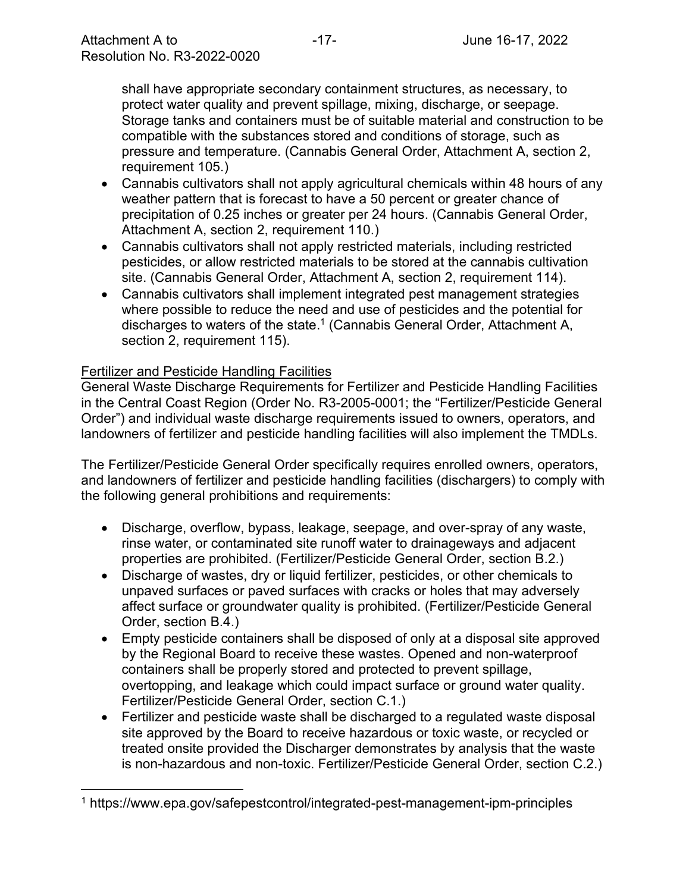shall have appropriate secondary containment structures, as necessary, to protect water quality and prevent spillage, mixing, discharge, or seepage. Storage tanks and containers must be of suitable material and construction to be compatible with the substances stored and conditions of storage, such as pressure and temperature. (Cannabis General Order, Attachment A, section 2, requirement 105.)

- Cannabis cultivators shall not apply agricultural chemicals within 48 hours of any weather pattern that is forecast to have a 50 percent or greater chance of precipitation of 0.25 inches or greater per 24 hours. (Cannabis General Order, Attachment A, section 2, requirement 110.)
- Cannabis cultivators shall not apply restricted materials, including restricted pesticides, or allow restricted materials to be stored at the cannabis cultivation site. (Cannabis General Order, Attachment A, section 2, requirement 114).
- Cannabis cultivators shall implement integrated pest management strategies where possible to reduce the need and use of pesticides and the potential for discharges to waters of the state.[1] (Cannabis General Order, Attachment A, section 2, requirement 115).

Fertilizer and Pesticide Handling Facilities

General Waste Discharge Requirements for Fertilizer and Pesticide Handling Facilities in the Central Coast Region (Order No. R3-2005-0001; the "Fertilizer/Pesticide General Order") and individual waste discharge requirements issued to owners, operators, and landowners of fertilizer and pesticide handling facilities will also implement the TMDLs.

The Fertilizer/Pesticide General Order specifically requires enrolled owners, operators, and landowners of fertilizer and pesticide handling facilities (dischargers) to comply with the following general prohibitions and requirements:

- Discharge, overflow, bypass, leakage, seepage, and over-spray of any waste, rinse water, or contaminated site runoff water to drainageways and adjacent properties are prohibited. (Fertilizer/Pesticide General Order, section B.2.)
- Discharge of wastes, dry or liquid fertilizer, pesticides, or other chemicals to unpaved surfaces or paved surfaces with cracks or holes that may adversely affect surface or groundwater quality is prohibited. (Fertilizer/Pesticide General Order, section B.4.)
- Empty pesticide containers shall be disposed of only at a disposal site approved by the Regional Board to receive these wastes. Opened and non-waterproof containers shall be properly stored and protected to prevent spillage, overtopping, and leakage which could impact surface or ground water quality. Fertilizer/Pesticide General Order, section C.1.)
- Fertilizer and pesticide waste shall be discharged to a regulated waste disposal site approved by the Board to receive hazardous or toxic waste, or recycled or treated onsite provided the Discharger demonstrates by analysis that the waste is non-hazardous and non-toxic. Fertilizer/Pesticide General Order, section C.2.)

[1] https://www.epa.gov/safepestcontrol/integrated-pest-management-ipm-principles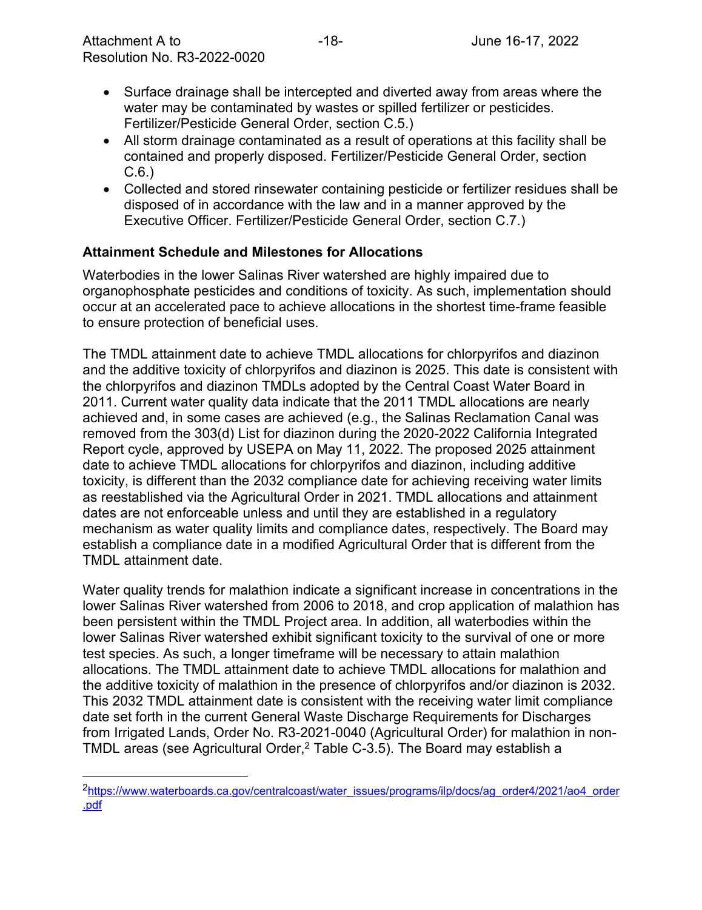- Surface drainage shall be intercepted and diverted away from areas where the water may be contaminated by wastes or spilled fertilizer or pesticides. Fertilizer/Pesticide General Order, section C.5.)
- All storm drainage contaminated as a result of operations at this facility shall be contained and properly disposed. Fertilizer/Pesticide General Order, section C.6.)
- Collected and stored rinsewater containing pesticide or fertilizer residues shall be disposed of in accordance with the law and in a manner approved by the Executive Officer. Fertilizer/Pesticide General Order, section C.7.)

**Attainment Schedule and Milestones for Allocations**

Waterbodies in the lower Salinas River watershed are highly impaired due to organophosphate pesticides and conditions of toxicity. As such, implementation should occur at an accelerated pace to achieve allocations in the shortest time-frame feasible to ensure protection of beneficial uses.

The TMDL attainment date to achieve TMDL allocations for chlorpyrifos and diazinon and the additive toxicity of chlorpyrifos and diazinon is 2025. This date is consistent with the chlorpyrifos and diazinon TMDLs adopted by the Central Coast Water Board in 2011. Current water quality data indicate that the 2011 TMDL allocations are nearly achieved and, in some cases are achieved (e.g., the Salinas Reclamation Canal was removed from the 303(d) List for diazinon during the 2020-2022 California Integrated Report cycle, approved by USEPA on May 11, 2022. The proposed 2025 attainment date to achieve TMDL allocations for chlorpyrifos and diazinon, including additive toxicity, is different than the 2032 compliance date for achieving receiving water limits as reestablished via the Agricultural Order in 2021. TMDL allocations and attainment dates are not enforceable unless and until they are established in a regulatory mechanism as water quality limits and compliance dates, respectively. The Board may establish a compliance date in a modified Agricultural Order that is different from the TMDL attainment date.

Water quality trends for malathion indicate a significant increase in concentrations in the lower Salinas River watershed from 2006 to 2018, and crop application of malathion has been persistent within the TMDL Project area. In addition, all waterbodies within the lower Salinas River watershed exhibit significant toxicity to the survival of one or more test species. As such, a longer timeframe will be necessary to attain malathion allocations. The TMDL attainment date to achieve TMDL allocations for malathion and the additive toxicity of malathion in the presence of chlorpyrifos and/or diazinon is 2032. This 2032 TMDL attainment date is consistent with the receiving water limit compliance date set forth in the current General Waste Discharge Requirements for Discharges from Irrigated Lands, Order No. R3-2021-0040 (Agricultural Order) for malathion in non-TMDL areas (see Agricultural Order,[2] Table C-3.5). The Board may establish a

[2] https://www.waterboards.ca.gov/centralcoast/water_issues/programs/ilp/docs/ag_order4/2021/ao4_order.pdf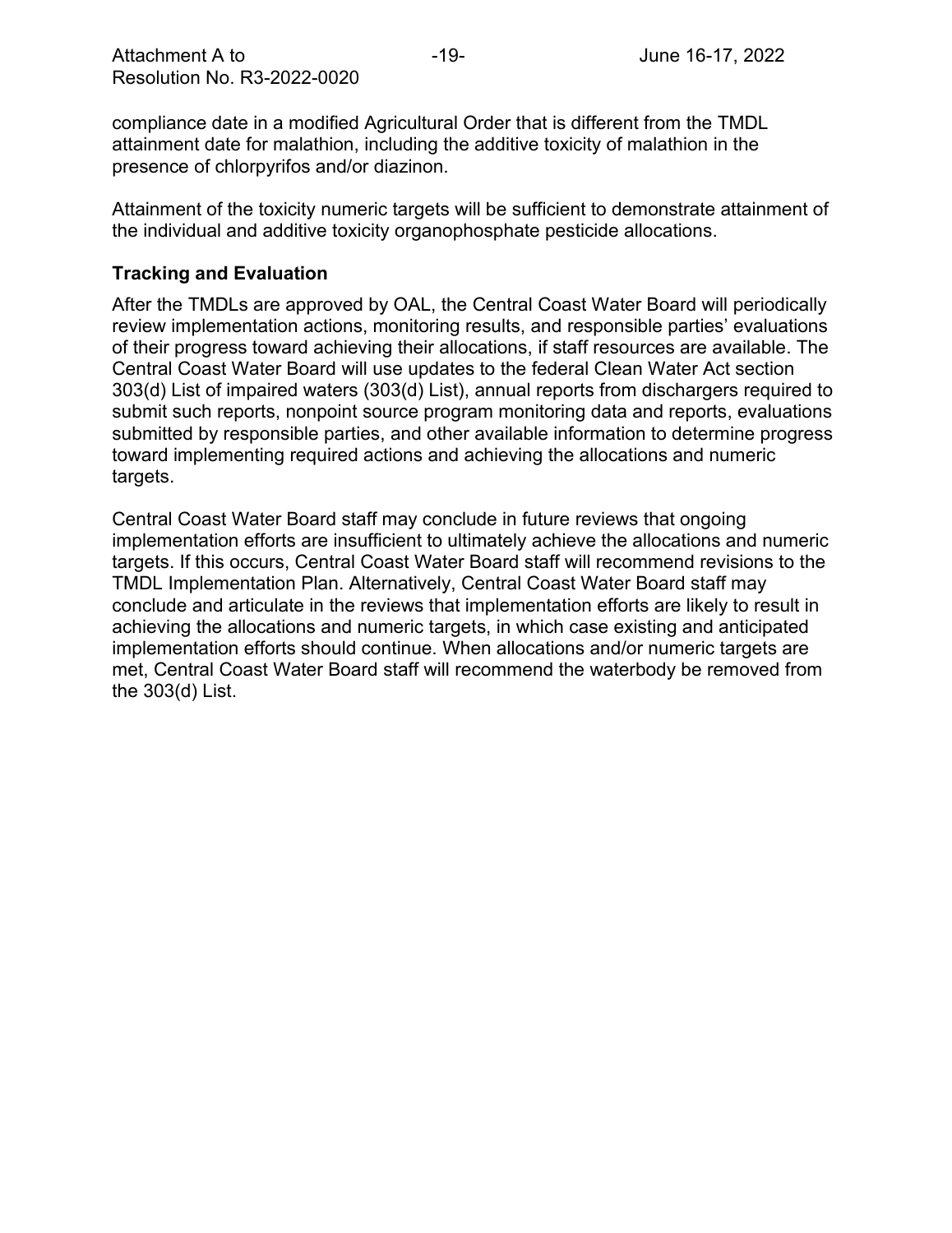compliance date in a modified Agricultural Order that is different from the TMDL attainment date for malathion, including the additive toxicity of malathion in the presence of chlorpyrifos and/or diazinon.

Attainment of the toxicity numeric targets will be sufficient to demonstrate attainment of the individual and additive toxicity organophosphate pesticide allocations.

### Tracking and Evaluation

After the TMDLs are approved by OAL, the Central Coast Water Board will periodically review implementation actions, monitoring results, and responsible parties' evaluations of their progress toward achieving their allocations, if staff resources are available. The Central Coast Water Board will use updates to the federal Clean Water Act section 303(d) List of impaired waters (303(d) List), annual reports from dischargers required to submit such reports, nonpoint source program monitoring data and reports, evaluations submitted by responsible parties, and other available information to determine progress toward implementing required actions and achieving the allocations and numeric targets.

Central Coast Water Board staff may conclude in future reviews that ongoing implementation efforts are insufficient to ultimately achieve the allocations and numeric targets. If this occurs, Central Coast Water Board staff will recommend revisions to the TMDL Implementation Plan. Alternatively, Central Coast Water Board staff may conclude and articulate in the reviews that implementation efforts are likely to result in achieving the allocations and numeric targets, in which case existing and anticipated implementation efforts should continue. When allocations and/or numeric targets are met, Central Coast Water Board staff will recommend the waterbody be removed from the 303(d) List.